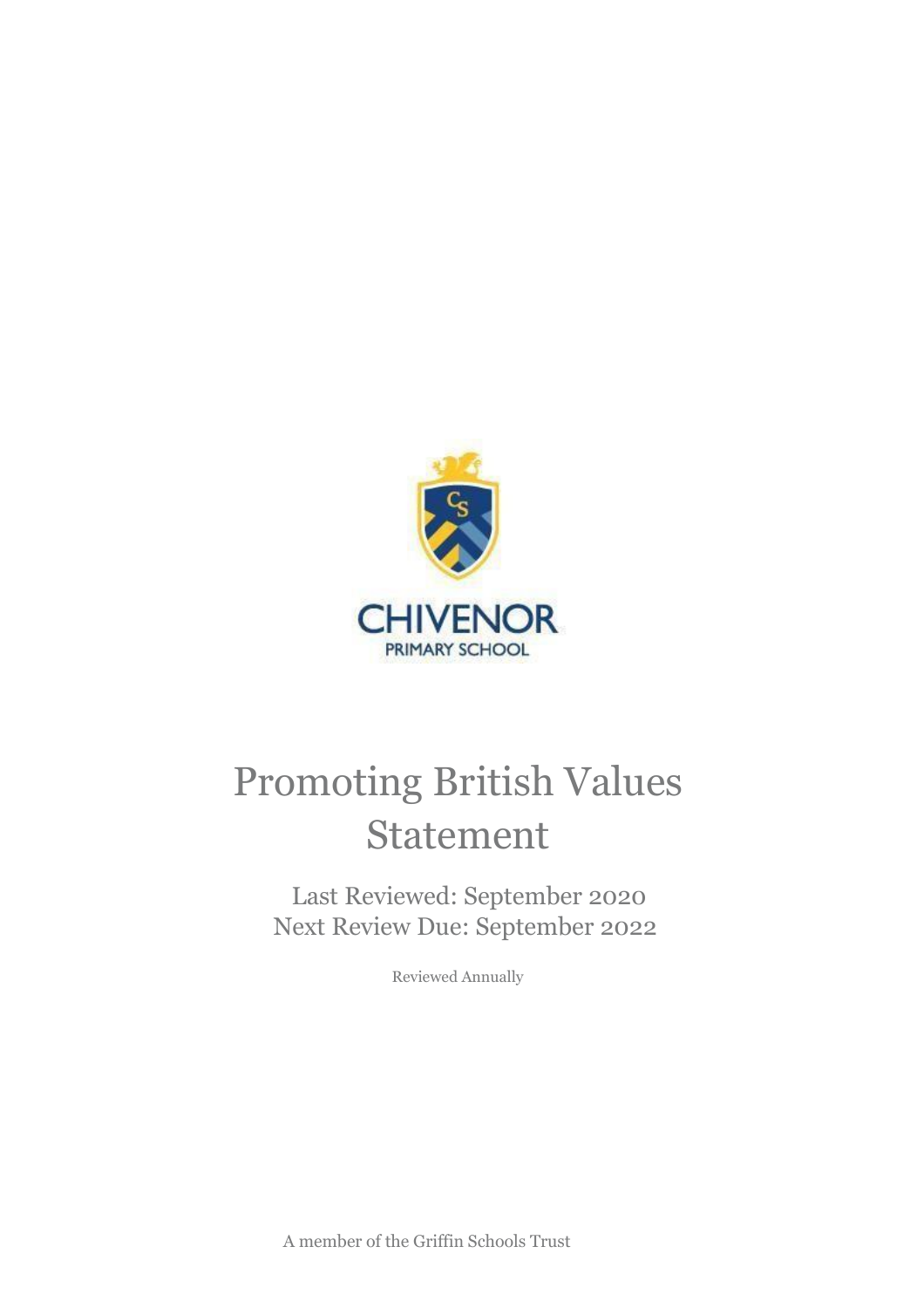CHIVENOR

PRIMARY SCHOOL

# Promoting British Values Statement

Last Reviewed: September 2020

Next Review Due: September 2022

Reviewed Annually

A member of the Griffin Schools Trust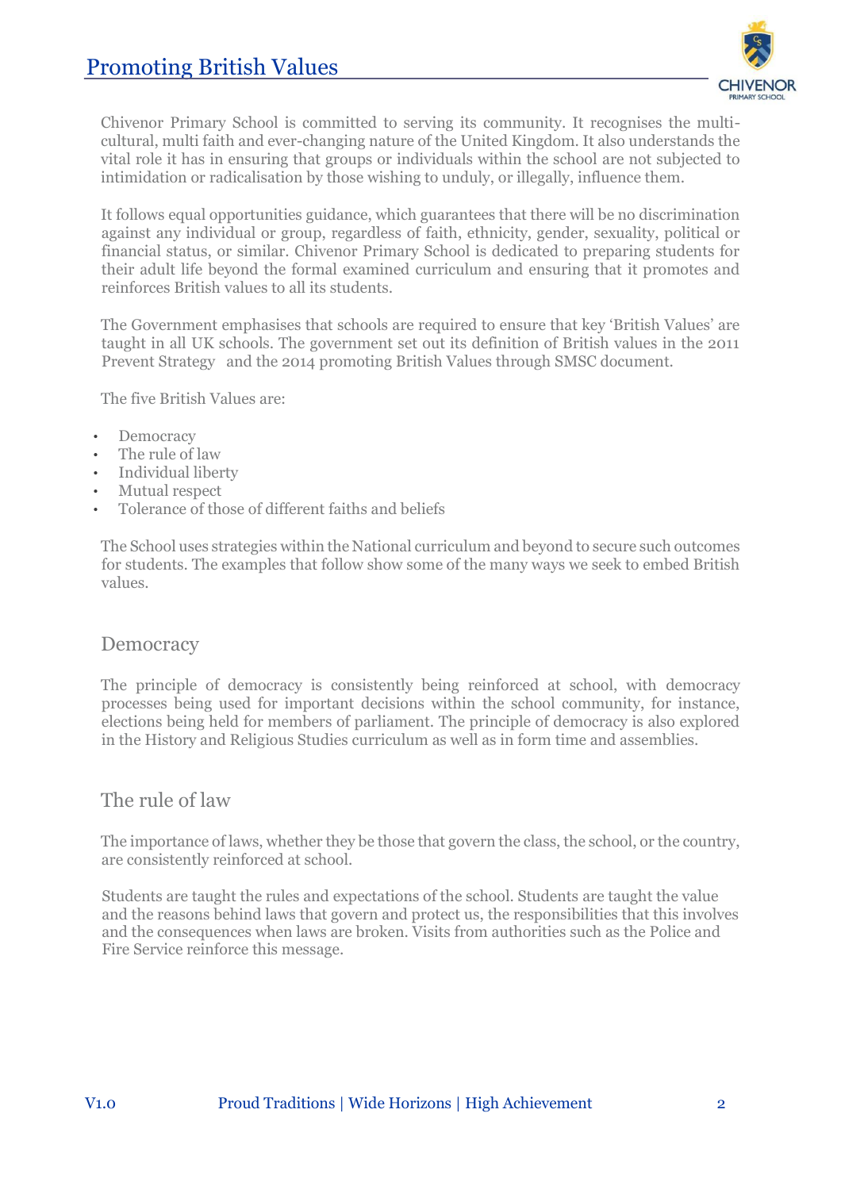# Promoting British Values

Chivenor Primary School is committed to serving its community. It recognises the multi-cultural, multi faith and ever-changing nature of the United Kingdom. It also understands the vital role it has in ensuring that groups or individuals within the school are not subjected to intimidation or radicalisation by those wishing to unduly, or illegally, influence them.

It follows equal opportunities guidance, which guarantees that there will be no discrimination against any individual or group, regardless of faith, ethnicity, gender, sexuality, political or financial status, or similar. Chivenor Primary School is dedicated to preparing students for their adult life beyond the formal examined curriculum and ensuring that it promotes and reinforces British values to all its students.

The Government emphasises that schools are required to ensure that key 'British Values' are taught in all UK schools. The government set out its definition of British values in the 2011 Prevent Strategy and the 2014 promoting British Values through SMSC document.

The five British Values are:

- Democracy
- The rule of law
- Individual liberty
- Mutual respect
- Tolerance of those of different faiths and beliefs

The School uses strategies within the National curriculum and beyond to secure such outcomes for students. The examples that follow show some of the many ways we seek to embed British values.

## Democracy

The principle of democracy is consistently being reinforced at school, with democracy processes being used for important decisions within the school community, for instance, elections being held for members of parliament. The principle of democracy is also explored in the History and Religious Studies curriculum as well as in form time and assemblies.

## The rule of law

The importance of laws, whether they be those that govern the class, the school, or the country, are consistently reinforced at school.

Students are taught the rules and expectations of the school. Students are taught the value and the reasons behind laws that govern and protect us, the responsibilities that this involves and the consequences when laws are broken. Visits from authorities such as the Police and Fire Service reinforce this message.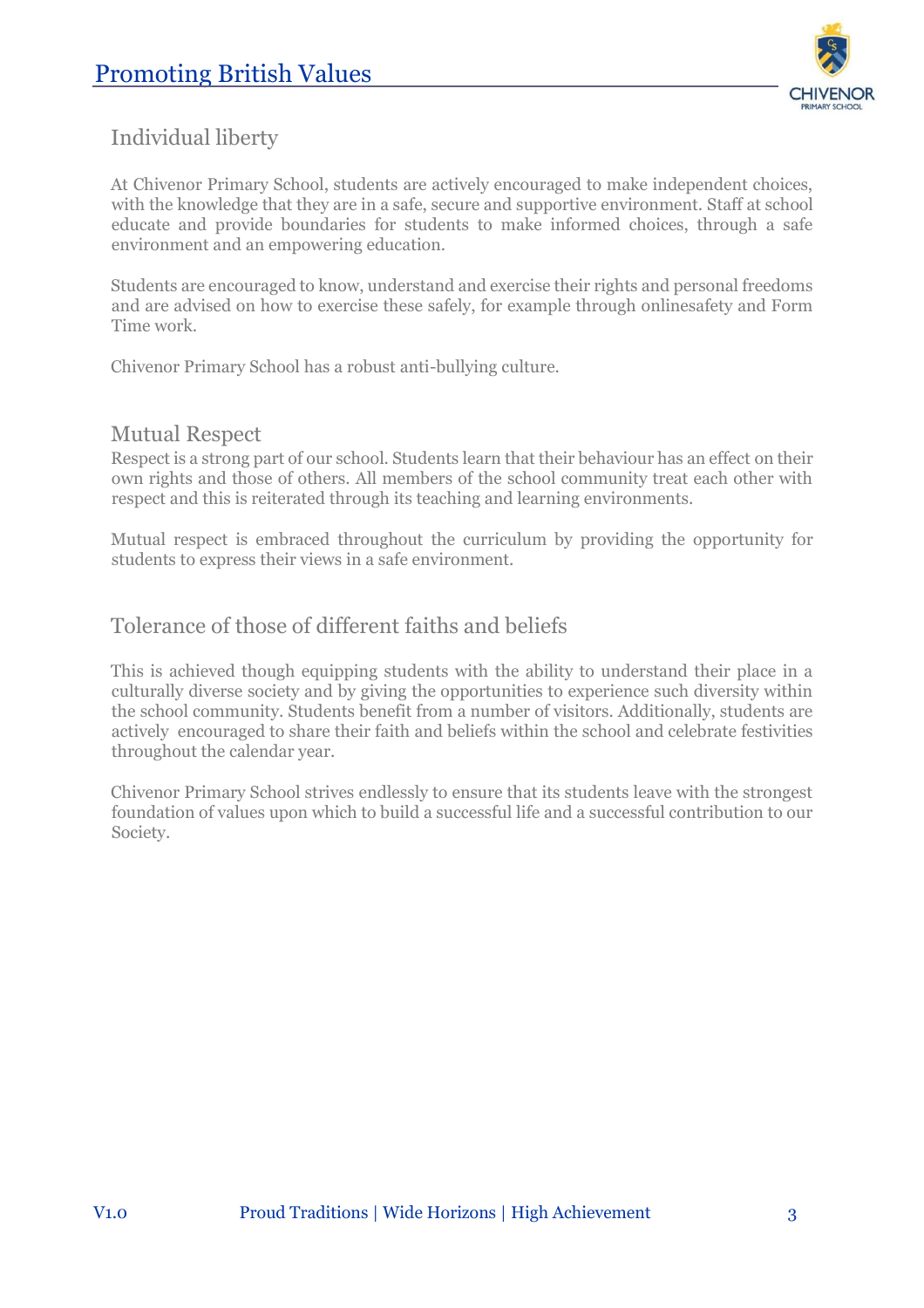## Individual liberty

At Chivenor Primary School, students are actively encouraged to make independent choices, with the knowledge that they are in a safe, secure and supportive environment. Staff at school educate and provide boundaries for students to make informed choices, through a safe environment and an empowering education.

Students are encouraged to know, understand and exercise their rights and personal freedoms and are advised on how to exercise these safely, for example through onlinesafety and Form Time work.

Chivenor Primary School has a robust anti-bullying culture.

## Mutual Respect

Respect is a strong part of our school. Students learn that their behaviour has an effect on their own rights and those of others. All members of the school community treat each other with respect and this is reiterated through its teaching and learning environments.

Mutual respect is embraced throughout the curriculum by providing the opportunity for students to express their views in a safe environment.

## Tolerance of those of different faiths and beliefs

This is achieved though equipping students with the ability to understand their place in a culturally diverse society and by giving the opportunities to experience such diversity within the school community. Students benefit from a number of visitors. Additionally, students are actively encouraged to share their faith and beliefs within the school and celebrate festivities throughout the calendar year.

Chivenor Primary School strives endlessly to ensure that its students leave with the strongest foundation of values upon which to build a successful life and a successful contribution to our Society.